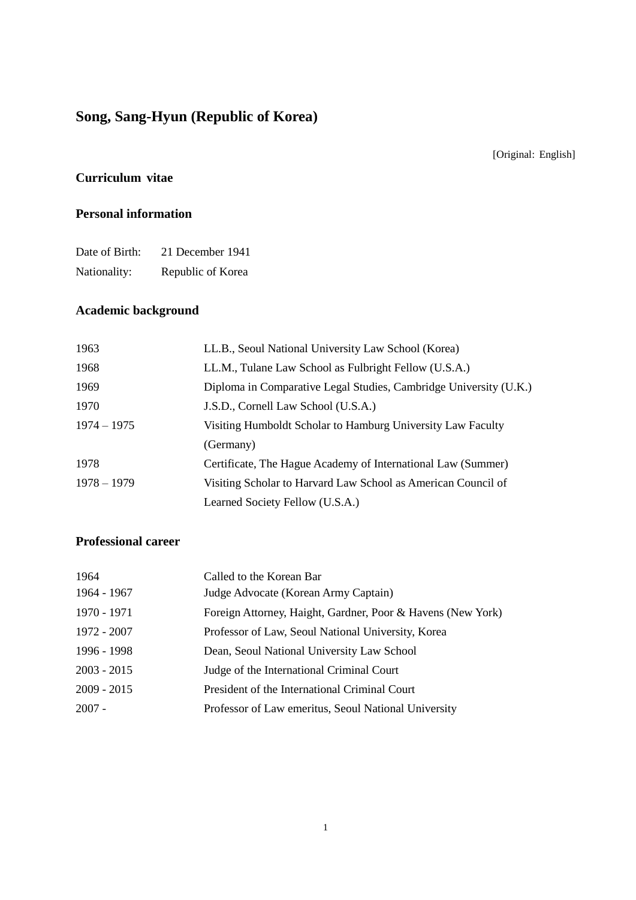# Song, Sang-Hyun (Republic of Korea)

[Original: English]

## Curriculum vitae

### Personal information

| | |
|---|---|
| Date of Birth: | 21 December 1941 |
| Nationality: | Republic of Korea |

### Academic background

| | |
|---|---|
| 1963 | LL.B., Seoul National University Law School (Korea) |
| 1968 | LL.M., Tulane Law School as Fulbright Fellow (U.S.A.) |
| 1969 | Diploma in Comparative Legal Studies, Cambridge University (U.K.) |
| 1970 | J.S.D., Cornell Law School (U.S.A.) |
| 1974 – 1975 | Visiting Humboldt Scholar to Hamburg University Law Faculty (Germany) |
| 1978 | Certificate, The Hague Academy of International Law (Summer) |
| 1978 – 1979 | Visiting Scholar to Harvard Law School as American Council of Learned Society Fellow (U.S.A.) |

### Professional career

| | |
|---|---|
| 1964 | Called to the Korean Bar |
| 1964 - 1967 | Judge Advocate (Korean Army Captain) |
| 1970 - 1971 | Foreign Attorney, Haight, Gardner, Poor & Havens (New York) |
| 1972 - 2007 | Professor of Law, Seoul National University, Korea |
| 1996 - 1998 | Dean, Seoul National University Law School |
| 2003 - 2015 | Judge of the International Criminal Court |
| 2009 - 2015 | President of the International Criminal Court |
| 2007 - | Professor of Law emeritus, Seoul National University |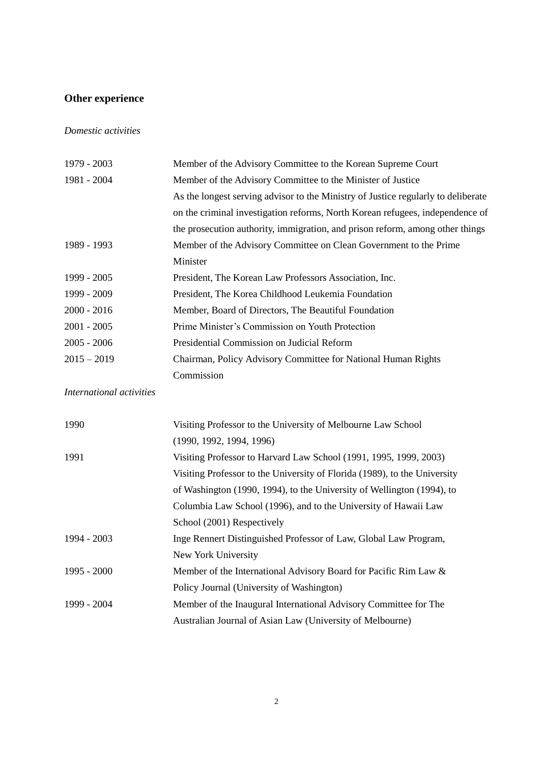## Other experience

*Domestic activities*

| | |
|---|---|
| 1979 - 2003 | Member of the Advisory Committee to the Korean Supreme Court |
| 1981 - 2004 | Member of the Advisory Committee to the Minister of Justice<br>As the longest serving advisor to the Ministry of Justice regularly to deliberate on the criminal investigation reforms, North Korean refugees, independence of the prosecution authority, immigration, and prison reform, among other things |
| 1989 - 1993 | Member of the Advisory Committee on Clean Government to the Prime Minister |
| 1999 - 2005 | President, The Korean Law Professors Association, Inc. |
| 1999 - 2009 | President, The Korea Childhood Leukemia Foundation |
| 2000 - 2016 | Member, Board of Directors, The Beautiful Foundation |
| 2001 - 2005 | Prime Minister's Commission on Youth Protection |
| 2005 - 2006 | Presidential Commission on Judicial Reform |
| 2015 – 2019 | Chairman, Policy Advisory Committee for National Human Rights Commission |

*International activities*

| | |
|---|---|
| 1990 | Visiting Professor to the University of Melbourne Law School (1990, 1992, 1994, 1996) |
| 1991 | Visiting Professor to Harvard Law School (1991, 1995, 1999, 2003)<br>Visiting Professor to the University of Florida (1989), to the University of Washington (1990, 1994), to the University of Wellington (1994), to Columbia Law School (1996), and to the University of Hawaii Law School (2001) Respectively |
| 1994 - 2003 | Inge Rennert Distinguished Professor of Law, Global Law Program, New York University |
| 1995 - 2000 | Member of the International Advisory Board for Pacific Rim Law & Policy Journal (University of Washington) |
| 1999 - 2004 | Member of the Inaugural International Advisory Committee for The Australian Journal of Asian Law (University of Melbourne) |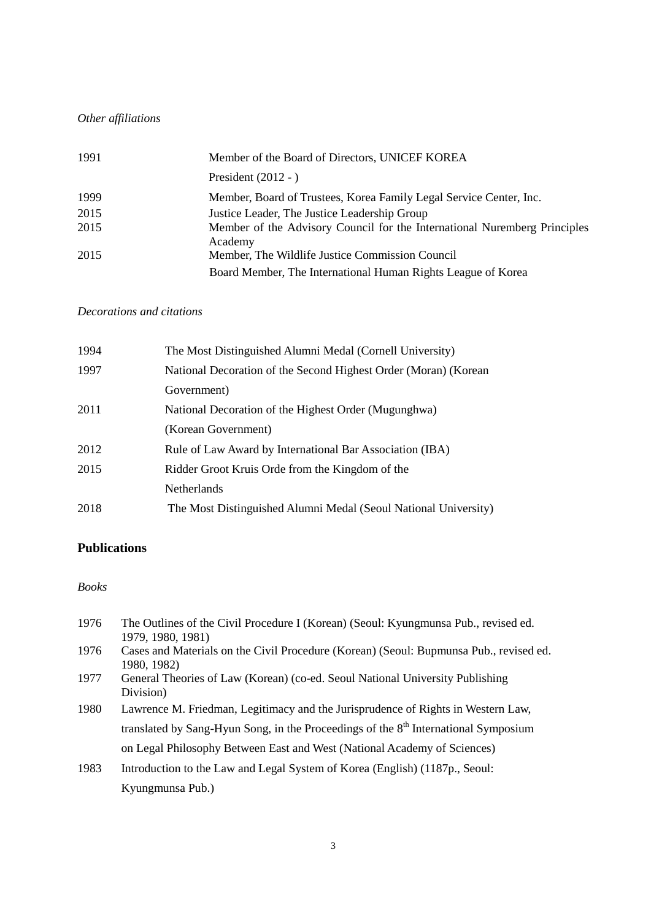*Other affiliations*

| | |
|---|---|
| 1991 | Member of the Board of Directors, UNICEF KOREA |
| | President (2012 - ) |
| 1999 | Member, Board of Trustees, Korea Family Legal Service Center, Inc. |
| 2015 | Justice Leader, The Justice Leadership Group |
| 2015 | Member of the Advisory Council for the International Nuremberg Principles Academy |
| 2015 | Member, The Wildlife Justice Commission Council |
| | Board Member, The International Human Rights League of Korea |

*Decorations and citations*

| | |
|---|---|
| 1994 | The Most Distinguished Alumni Medal (Cornell University) |
| 1997 | National Decoration of the Second Highest Order (Moran) (Korean Government) |
| 2011 | National Decoration of the Highest Order (Mugunghwa) (Korean Government) |
| 2012 | Rule of Law Award by International Bar Association (IBA) |
| 2015 | Ridder Groot Kruis Orde from the Kingdom of the Netherlands |
| 2018 | The Most Distinguished Alumni Medal (Seoul National University) |

## Publications

*Books*

| | |
|---|---|
| 1976 | The Outlines of the Civil Procedure I (Korean) (Seoul: Kyungmunsa Pub., revised ed. 1979, 1980, 1981) |
| 1976 | Cases and Materials on the Civil Procedure (Korean) (Seoul: Bupmunsa Pub., revised ed. 1980, 1982) |
| 1977 | General Theories of Law (Korean) (co-ed. Seoul National University Publishing Division) |
| 1980 | Lawrence M. Friedman, Legitimacy and the Jurisprudence of Rights in Western Law, translated by Sang-Hyun Song, in the Proceedings of the 8th International Symposium on Legal Philosophy Between East and West (National Academy of Sciences) |
| 1983 | Introduction to the Law and Legal System of Korea (English) (1187p., Seoul: Kyungmunsa Pub.) |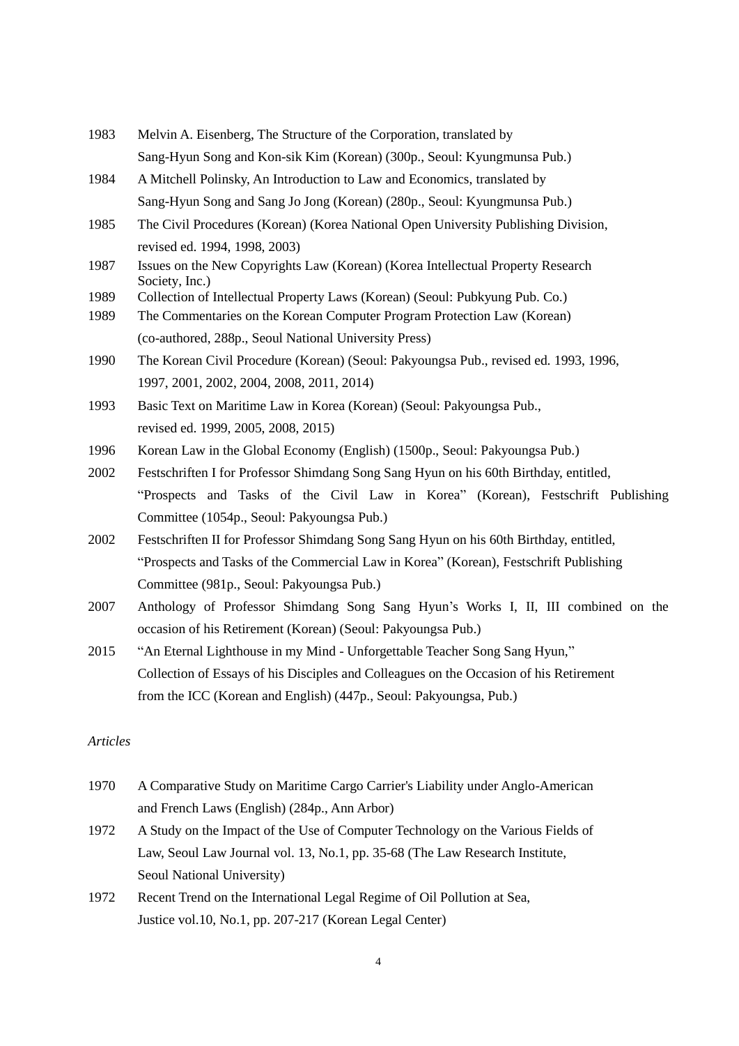1983 Melvin A. Eisenberg, The Structure of the Corporation, translated by Sang-Hyun Song and Kon-sik Kim (Korean) (300p., Seoul: Kyungmunsa Pub.)

1984 A Mitchell Polinsky, An Introduction to Law and Economics, translated by Sang-Hyun Song and Sang Jo Jong (Korean) (280p., Seoul: Kyungmunsa Pub.)

1985 The Civil Procedures (Korean) (Korea National Open University Publishing Division, revised ed. 1994, 1998, 2003)

1987 Issues on the New Copyrights Law (Korean) (Korea Intellectual Property Research Society, Inc.)

1989 Collection of Intellectual Property Laws (Korean) (Seoul: Pubkyung Pub. Co.)

1989 The Commentaries on the Korean Computer Program Protection Law (Korean) (co-authored, 288p., Seoul National University Press)

1990 The Korean Civil Procedure (Korean) (Seoul: Pakyoungsa Pub., revised ed. 1993, 1996, 1997, 2001, 2002, 2004, 2008, 2011, 2014)

1993 Basic Text on Maritime Law in Korea (Korean) (Seoul: Pakyoungsa Pub., revised ed. 1999, 2005, 2008, 2015)

1996 Korean Law in the Global Economy (English) (1500p., Seoul: Pakyoungsa Pub.)

2002 Festschriften I for Professor Shimdang Song Sang Hyun on his 60th Birthday, entitled, "Prospects and Tasks of the Civil Law in Korea" (Korean), Festschrift Publishing Committee (1054p., Seoul: Pakyoungsa Pub.)

2002 Festschriften II for Professor Shimdang Song Sang Hyun on his 60th Birthday, entitled, "Prospects and Tasks of the Commercial Law in Korea" (Korean), Festschrift Publishing Committee (981p., Seoul: Pakyoungsa Pub.)

2007 Anthology of Professor Shimdang Song Sang Hyun's Works I, II, III combined on the occasion of his Retirement (Korean) (Seoul: Pakyoungsa Pub.)

2015 "An Eternal Lighthouse in my Mind - Unforgettable Teacher Song Sang Hyun," Collection of Essays of his Disciples and Colleagues on the Occasion of his Retirement from the ICC (Korean and English) (447p., Seoul: Pakyoungsa, Pub.)

*Articles*

1970 A Comparative Study on Maritime Cargo Carrier's Liability under Anglo-American and French Laws (English) (284p., Ann Arbor)

1972 A Study on the Impact of the Use of Computer Technology on the Various Fields of Law, Seoul Law Journal vol. 13, No.1, pp. 35-68 (The Law Research Institute, Seoul National University)

1972 Recent Trend on the International Legal Regime of Oil Pollution at Sea, Justice vol.10, No.1, pp. 207-217 (Korean Legal Center)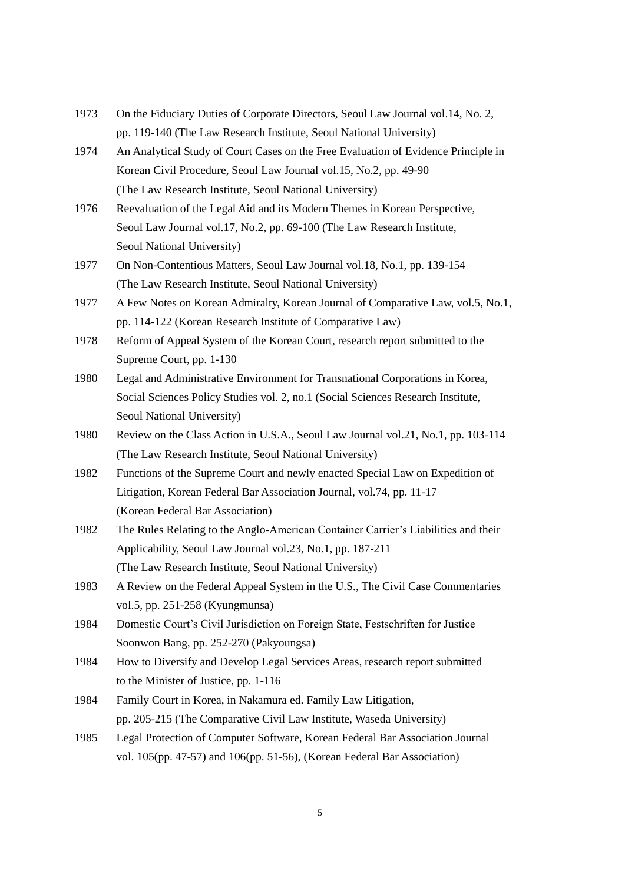1973 On the Fiduciary Duties of Corporate Directors, Seoul Law Journal vol.14, No. 2, pp. 119-140 (The Law Research Institute, Seoul National University)

1974 An Analytical Study of Court Cases on the Free Evaluation of Evidence Principle in Korean Civil Procedure, Seoul Law Journal vol.15, No.2, pp. 49-90 (The Law Research Institute, Seoul National University)

1976 Reevaluation of the Legal Aid and its Modern Themes in Korean Perspective, Seoul Law Journal vol.17, No.2, pp. 69-100 (The Law Research Institute, Seoul National University)

1977 On Non-Contentious Matters, Seoul Law Journal vol.18, No.1, pp. 139-154 (The Law Research Institute, Seoul National University)

1977 A Few Notes on Korean Admiralty, Korean Journal of Comparative Law, vol.5, No.1, pp. 114-122 (Korean Research Institute of Comparative Law)

1978 Reform of Appeal System of the Korean Court, research report submitted to the Supreme Court, pp. 1-130

1980 Legal and Administrative Environment for Transnational Corporations in Korea, Social Sciences Policy Studies vol. 2, no.1 (Social Sciences Research Institute, Seoul National University)

1980 Review on the Class Action in U.S.A., Seoul Law Journal vol.21, No.1, pp. 103-114 (The Law Research Institute, Seoul National University)

1982 Functions of the Supreme Court and newly enacted Special Law on Expedition of Litigation, Korean Federal Bar Association Journal, vol.74, pp. 11-17 (Korean Federal Bar Association)

1982 The Rules Relating to the Anglo-American Container Carrier's Liabilities and their Applicability, Seoul Law Journal vol.23, No.1, pp. 187-211 (The Law Research Institute, Seoul National University)

1983 A Review on the Federal Appeal System in the U.S., The Civil Case Commentaries vol.5, pp. 251-258 (Kyungmunsa)

1984 Domestic Court's Civil Jurisdiction on Foreign State, Festschriften for Justice Soonwon Bang, pp. 252-270 (Pakyoungsa)

1984 How to Diversify and Develop Legal Services Areas, research report submitted to the Minister of Justice, pp. 1-116

1984 Family Court in Korea, in Nakamura ed. Family Law Litigation, pp. 205-215 (The Comparative Civil Law Institute, Waseda University)

1985 Legal Protection of Computer Software, Korean Federal Bar Association Journal vol. 105(pp. 47-57) and 106(pp. 51-56), (Korean Federal Bar Association)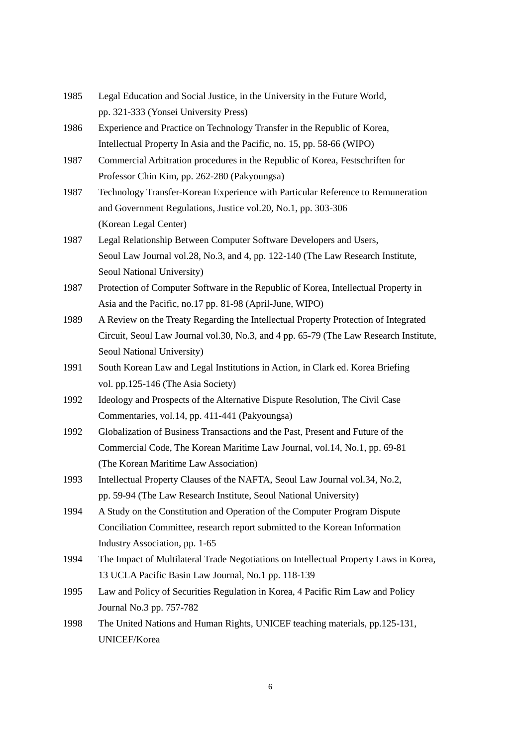1985 Legal Education and Social Justice, in the University in the Future World, pp. 321-333 (Yonsei University Press)

1986 Experience and Practice on Technology Transfer in the Republic of Korea, Intellectual Property In Asia and the Pacific, no. 15, pp. 58-66 (WIPO)

1987 Commercial Arbitration procedures in the Republic of Korea, Festschriften for Professor Chin Kim, pp. 262-280 (Pakyoungsa)

1987 Technology Transfer-Korean Experience with Particular Reference to Remuneration and Government Regulations, Justice vol.20, No.1, pp. 303-306 (Korean Legal Center)

1987 Legal Relationship Between Computer Software Developers and Users, Seoul Law Journal vol.28, No.3, and 4, pp. 122-140 (The Law Research Institute, Seoul National University)

1987 Protection of Computer Software in the Republic of Korea, Intellectual Property in Asia and the Pacific, no.17 pp. 81-98 (April-June, WIPO)

1989 A Review on the Treaty Regarding the Intellectual Property Protection of Integrated Circuit, Seoul Law Journal vol.30, No.3, and 4 pp. 65-79 (The Law Research Institute, Seoul National University)

1991 South Korean Law and Legal Institutions in Action, in Clark ed. Korea Briefing vol. pp.125-146 (The Asia Society)

1992 Ideology and Prospects of the Alternative Dispute Resolution, The Civil Case Commentaries, vol.14, pp. 411-441 (Pakyoungsa)

1992 Globalization of Business Transactions and the Past, Present and Future of the Commercial Code, The Korean Maritime Law Journal, vol.14, No.1, pp. 69-81 (The Korean Maritime Law Association)

1993 Intellectual Property Clauses of the NAFTA, Seoul Law Journal vol.34, No.2, pp. 59-94 (The Law Research Institute, Seoul National University)

1994 A Study on the Constitution and Operation of the Computer Program Dispute Conciliation Committee, research report submitted to the Korean Information Industry Association, pp. 1-65

1994 The Impact of Multilateral Trade Negotiations on Intellectual Property Laws in Korea, 13 UCLA Pacific Basin Law Journal, No.1 pp. 118-139

1995 Law and Policy of Securities Regulation in Korea, 4 Pacific Rim Law and Policy Journal No.3 pp. 757-782

1998 The United Nations and Human Rights, UNICEF teaching materials, pp.125-131, UNICEF/Korea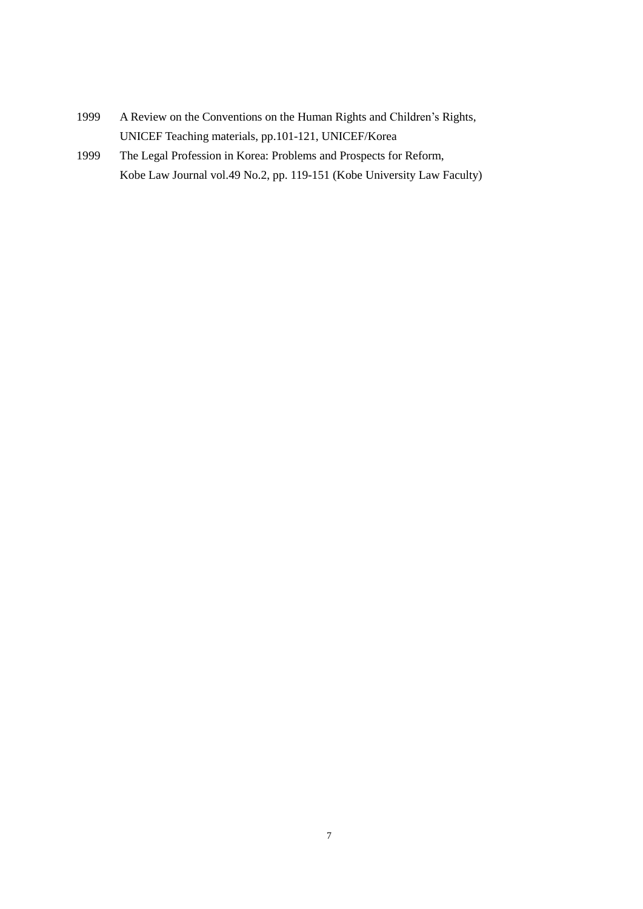1999 A Review on the Conventions on the Human Rights and Children's Rights, UNICEF Teaching materials, pp.101-121, UNICEF/Korea

1999 The Legal Profession in Korea: Problems and Prospects for Reform, Kobe Law Journal vol.49 No.2, pp. 119-151 (Kobe University Law Faculty)